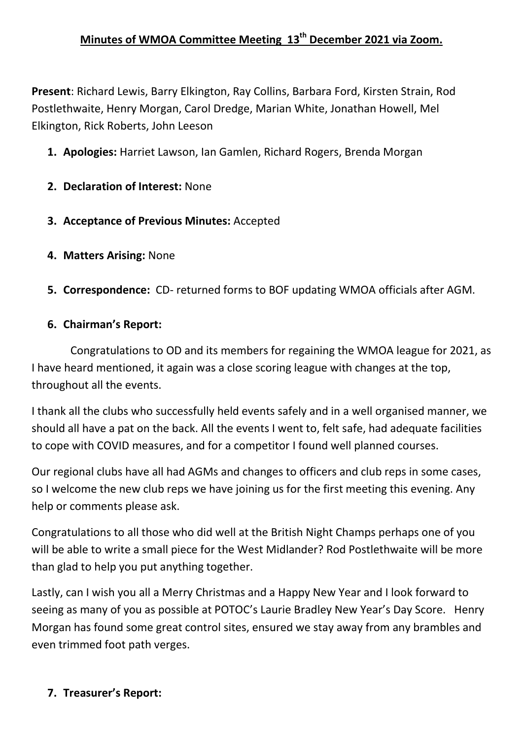# Minutes of WMOA Committee Meeting 13th December 2021 via Zoom.

**Present**: Richard Lewis, Barry Elkington, Ray Collins, Barbara Ford, Kirsten Strain, Rod Postlethwaite, Henry Morgan, Carol Dredge, Marian White, Jonathan Howell, Mel Elkington, Rick Roberts, John Leeson

1. **Apologies:** Harriet Lawson, Ian Gamlen, Richard Rogers, Brenda Morgan
2. **Declaration of Interest:** None
3. **Acceptance of Previous Minutes:** Accepted
4. **Matters Arising:** None
5. **Correspondence:** CD- returned forms to BOF updating WMOA officials after AGM.
6. **Chairman's Report:**

Congratulations to OD and its members for regaining the WMOA league for 2021, as I have heard mentioned, it again was a close scoring league with changes at the top, throughout all the events.

I thank all the clubs who successfully held events safely and in a well organised manner, we should all have a pat on the back. All the events I went to, felt safe, had adequate facilities to cope with COVID measures, and for a competitor I found well planned courses.

Our regional clubs have all had AGMs and changes to officers and club reps in some cases, so I welcome the new club reps we have joining us for the first meeting this evening. Any help or comments please ask.

Congratulations to all those who did well at the British Night Champs perhaps one of you will be able to write a small piece for the West Midlander? Rod Postlethwaite will be more than glad to help you put anything together.

Lastly, can I wish you all a Merry Christmas and a Happy New Year and I look forward to seeing as many of you as possible at POTOC's Laurie Bradley New Year's Day Score. Henry Morgan has found some great control sites, ensured we stay away from any brambles and even trimmed foot path verges.

7. **Treasurer's Report:**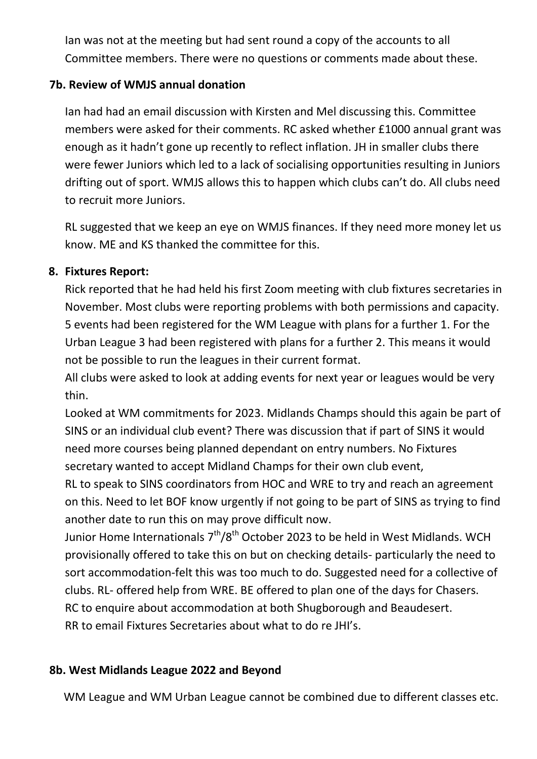Ian was not at the meeting but had sent round a copy of the accounts to all Committee members. There were no questions or comments made about these.

### 7b. Review of WMJS annual donation

Ian had had an email discussion with Kirsten and Mel discussing this. Committee members were asked for their comments. RC asked whether £1000 annual grant was enough as it hadn't gone up recently to reflect inflation. JH in smaller clubs there were fewer Juniors which led to a lack of socialising opportunities resulting in Juniors drifting out of sport. WMJS allows this to happen which clubs can't do. All clubs need to recruit more Juniors.

RL suggested that we keep an eye on WMJS finances. If they need more money let us know. ME and KS thanked the committee for this.

### 8. Fixtures Report:

Rick reported that he had held his first Zoom meeting with club fixtures secretaries in November. Most clubs were reporting problems with both permissions and capacity. 5 events had been registered for the WM League with plans for a further 1. For the Urban League 3 had been registered with plans for a further 2. This means it would not be possible to run the leagues in their current format.

All clubs were asked to look at adding events for next year or leagues would be very thin.

Looked at WM commitments for 2023. Midlands Champs should this again be part of SINS or an individual club event? There was discussion that if part of SINS it would need more courses being planned dependant on entry numbers. No Fixtures secretary wanted to accept Midland Champs for their own club event,

RL to speak to SINS coordinators from HOC and WRE to try and reach an agreement on this. Need to let BOF know urgently if not going to be part of SINS as trying to find another date to run this on may prove difficult now.

Junior Home Internationals 7th/8th October 2023 to be held in West Midlands. WCH provisionally offered to take this on but on checking details- particularly the need to sort accommodation-felt this was too much to do. Suggested need for a collective of clubs. RL- offered help from WRE. BE offered to plan one of the days for Chasers.

RC to enquire about accommodation at both Shugborough and Beaudesert.

RR to email Fixtures Secretaries about what to do re JHI's.

### 8b. West Midlands League 2022 and Beyond

WM League and WM Urban League cannot be combined due to different classes etc.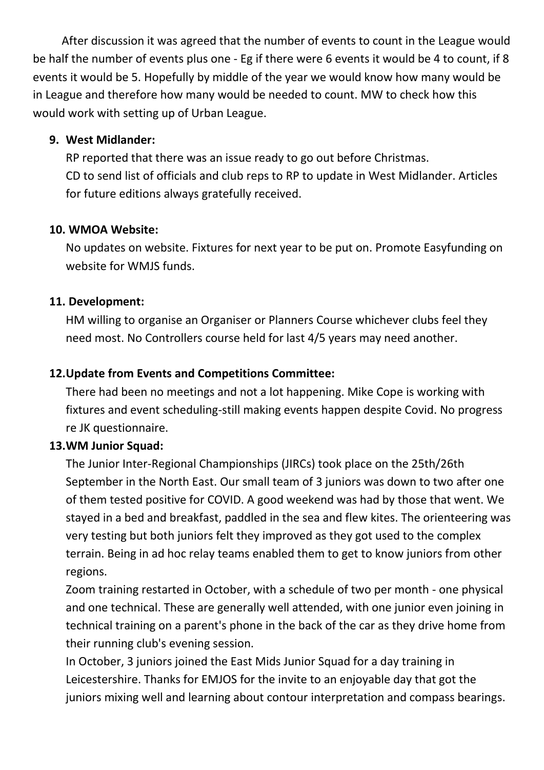After discussion it was agreed that the number of events to count in the League would be half the number of events plus one - Eg if there were 6 events it would be 4 to count, if 8 events it would be 5. Hopefully by middle of the year we would know how many would be in League and therefore how many would be needed to count. MW to check how this would work with setting up of Urban League.

**9. West Midlander:**

RP reported that there was an issue ready to go out before Christmas.
CD to send list of officials and club reps to RP to update in West Midlander. Articles for future editions always gratefully received.

**10. WMOA Website:**

No updates on website. Fixtures for next year to be put on. Promote Easyfunding on website for WMJS funds.

**11. Development:**

HM willing to organise an Organiser or Planners Course whichever clubs feel they need most. No Controllers course held for last 4/5 years may need another.

**12.Update from Events and Competitions Committee:**

There had been no meetings and not a lot happening. Mike Cope is working with fixtures and event scheduling-still making events happen despite Covid. No progress re JK questionnaire.

**13.WM Junior Squad:**

The Junior Inter-Regional Championships (JIRCs) took place on the 25th/26th September in the North East. Our small team of 3 juniors was down to two after one of them tested positive for COVID. A good weekend was had by those that went. We stayed in a bed and breakfast, paddled in the sea and flew kites. The orienteering was very testing but both juniors felt they improved as they got used to the complex terrain. Being in ad hoc relay teams enabled them to get to know juniors from other regions.

Zoom training restarted in October, with a schedule of two per month - one physical and one technical. These are generally well attended, with one junior even joining in technical training on a parent's phone in the back of the car as they drive home from their running club's evening session.

In October, 3 juniors joined the East Mids Junior Squad for a day training in Leicestershire. Thanks for EMJOS for the invite to an enjoyable day that got the juniors mixing well and learning about contour interpretation and compass bearings.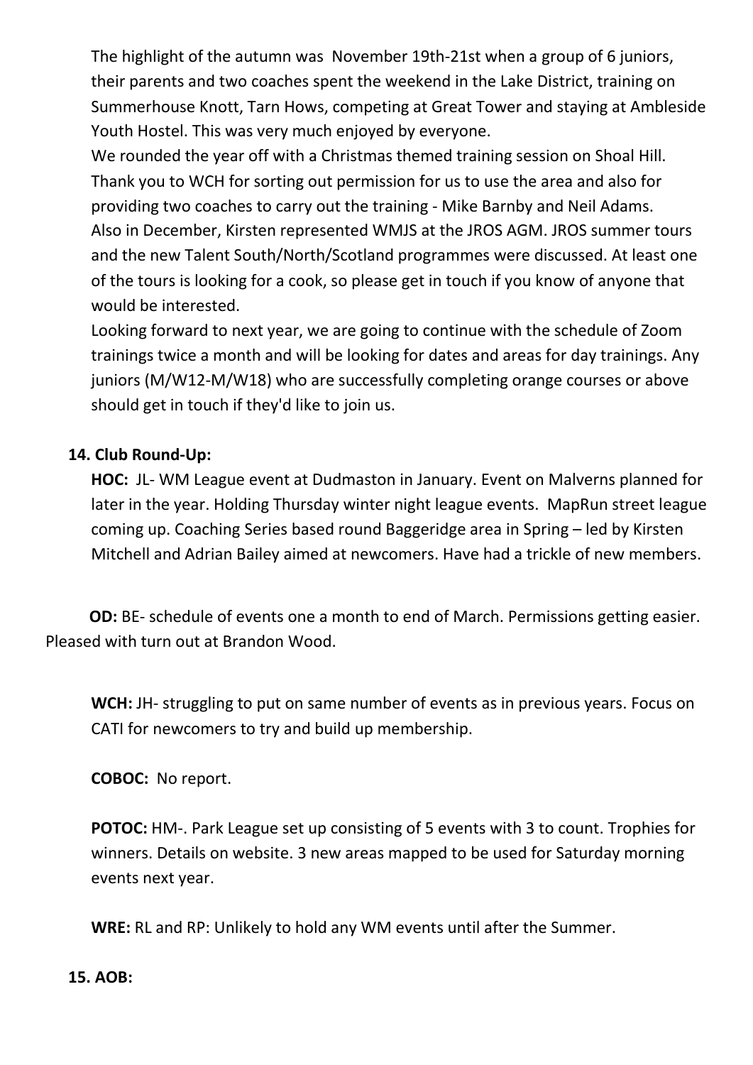The highlight of the autumn was November 19th-21st when a group of 6 juniors, their parents and two coaches spent the weekend in the Lake District, training on Summerhouse Knott, Tarn Hows, competing at Great Tower and staying at Ambleside Youth Hostel. This was very much enjoyed by everyone.

We rounded the year off with a Christmas themed training session on Shoal Hill. Thank you to WCH for sorting out permission for us to use the area and also for providing two coaches to carry out the training - Mike Barnby and Neil Adams.

Also in December, Kirsten represented WMJS at the JROS AGM. JROS summer tours and the new Talent South/North/Scotland programmes were discussed. At least one of the tours is looking for a cook, so please get in touch if you know of anyone that would be interested.

Looking forward to next year, we are going to continue with the schedule of Zoom trainings twice a month and will be looking for dates and areas for day trainings. Any juniors (M/W12-M/W18) who are successfully completing orange courses or above should get in touch if they'd like to join us.

**14. Club Round-Up:**

**HOC:** JL- WM League event at Dudmaston in January. Event on Malverns planned for later in the year. Holding Thursday winter night league events. MapRun street league coming up. Coaching Series based round Baggeridge area in Spring – led by Kirsten Mitchell and Adrian Bailey aimed at newcomers. Have had a trickle of new members.

**OD:** BE- schedule of events one a month to end of March. Permissions getting easier. Pleased with turn out at Brandon Wood.

**WCH:** JH- struggling to put on same number of events as in previous years. Focus on CATI for newcomers to try and build up membership.

**COBOC:** No report.

**POTOC:** HM-. Park League set up consisting of 5 events with 3 to count. Trophies for winners. Details on website. 3 new areas mapped to be used for Saturday morning events next year.

**WRE:** RL and RP: Unlikely to hold any WM events until after the Summer.

**15. AOB:**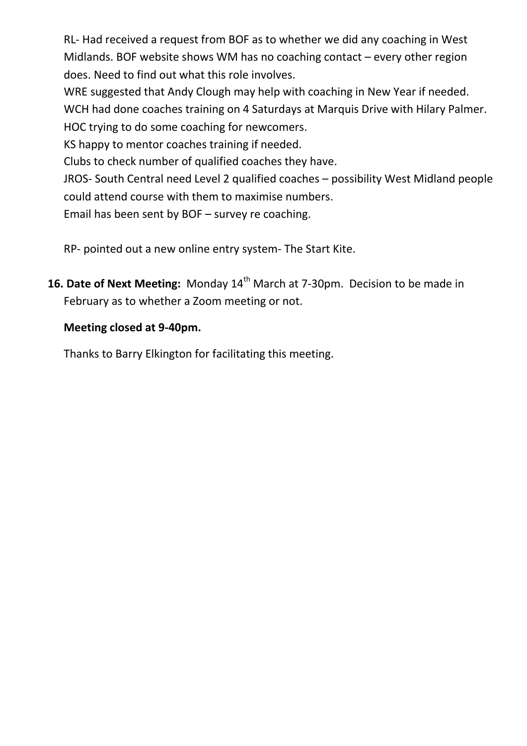RL- Had received a request from BOF as to whether we did any coaching in West Midlands. BOF website shows WM has no coaching contact – every other region does. Need to find out what this role involves.
WRE suggested that Andy Clough may help with coaching in New Year if needed.
WCH had done coaches training on 4 Saturdays at Marquis Drive with Hilary Palmer.
HOC trying to do some coaching for newcomers.
KS happy to mentor coaches training if needed.
Clubs to check number of qualified coaches they have.
JROS- South Central need Level 2 qualified coaches – possibility West Midland people could attend course with them to maximise numbers.
Email has been sent by BOF – survey re coaching.

RP- pointed out a new online entry system- The Start Kite.

**16. Date of Next Meeting:** Monday 14th March at 7-30pm. Decision to be made in February as to whether a Zoom meeting or not.

**Meeting closed at 9-40pm.**

Thanks to Barry Elkington for facilitating this meeting.